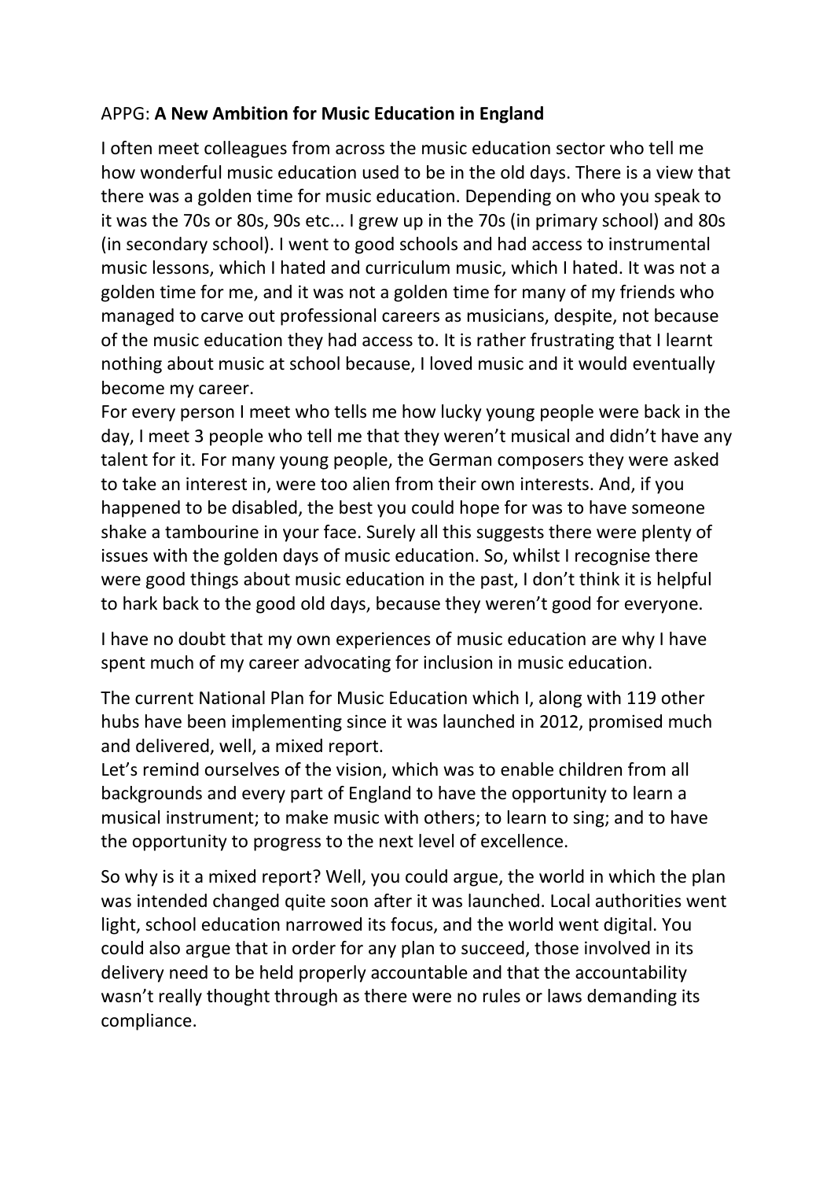APPG: **A New Ambition for Music Education in England**

I often meet colleagues from across the music education sector who tell me how wonderful music education used to be in the old days. There is a view that there was a golden time for music education. Depending on who you speak to it was the 70s or 80s, 90s etc... I grew up in the 70s (in primary school) and 80s (in secondary school). I went to good schools and had access to instrumental music lessons, which I hated and curriculum music, which I hated. It was not a golden time for me, and it was not a golden time for many of my friends who managed to carve out professional careers as musicians, despite, not because of the music education they had access to. It is rather frustrating that I learnt nothing about music at school because, I loved music and it would eventually become my career.
For every person I meet who tells me how lucky young people were back in the day, I meet 3 people who tell me that they weren't musical and didn't have any talent for it. For many young people, the German composers they were asked to take an interest in, were too alien from their own interests. And, if you happened to be disabled, the best you could hope for was to have someone shake a tambourine in your face. Surely all this suggests there were plenty of issues with the golden days of music education. So, whilst I recognise there were good things about music education in the past, I don't think it is helpful to hark back to the good old days, because they weren't good for everyone.

I have no doubt that my own experiences of music education are why I have spent much of my career advocating for inclusion in music education.

The current National Plan for Music Education which I, along with 119 other hubs have been implementing since it was launched in 2012, promised much and delivered, well, a mixed report.
Let's remind ourselves of the vision, which was to enable children from all backgrounds and every part of England to have the opportunity to learn a musical instrument; to make music with others; to learn to sing; and to have the opportunity to progress to the next level of excellence.

So why is it a mixed report? Well, you could argue, the world in which the plan was intended changed quite soon after it was launched. Local authorities went light, school education narrowed its focus, and the world went digital. You could also argue that in order for any plan to succeed, those involved in its delivery need to be held properly accountable and that the accountability wasn't really thought through as there were no rules or laws demanding its compliance.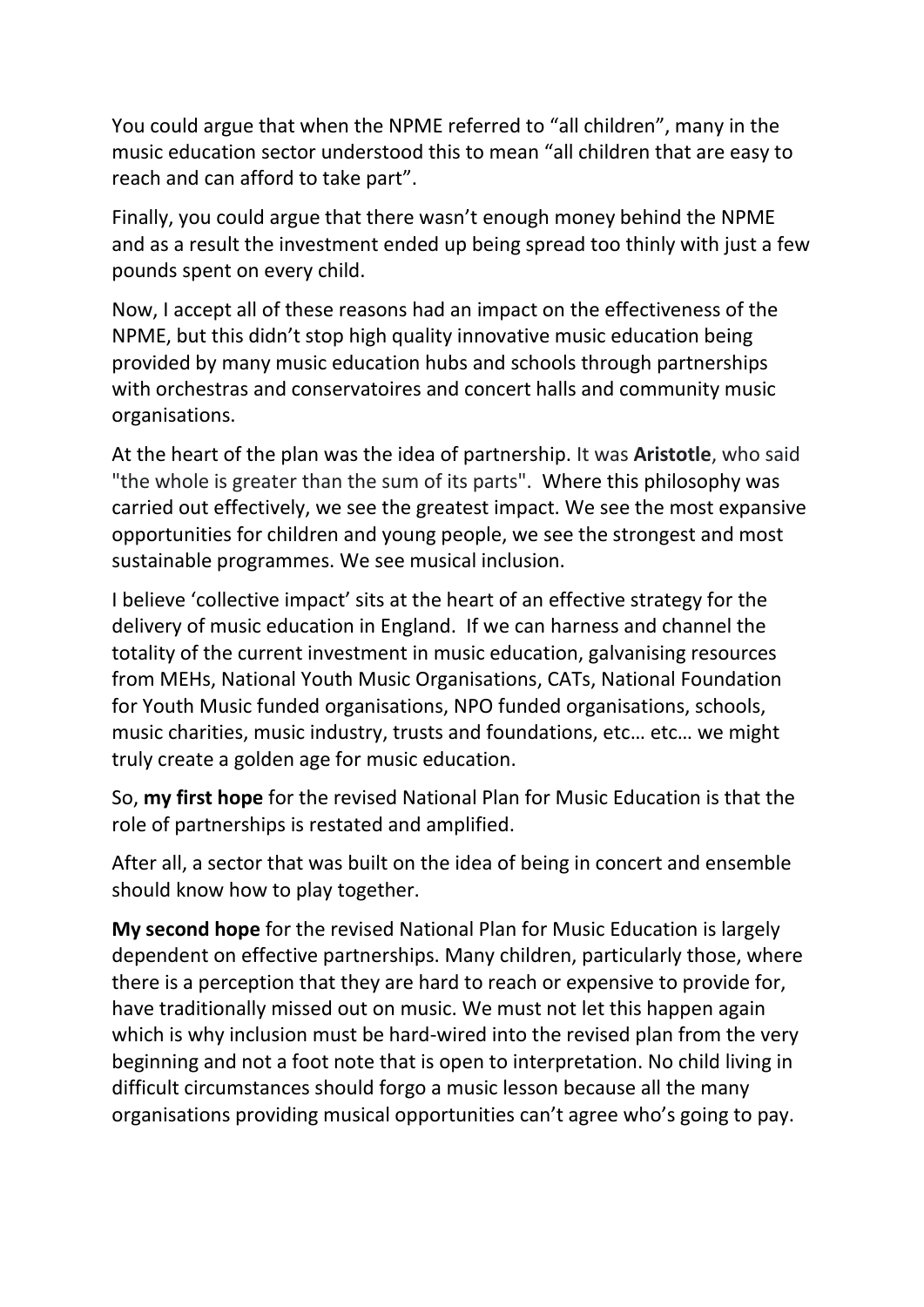You could argue that when the NPME referred to "all children", many in the music education sector understood this to mean "all children that are easy to reach and can afford to take part".

Finally, you could argue that there wasn't enough money behind the NPME and as a result the investment ended up being spread too thinly with just a few pounds spent on every child.

Now, I accept all of these reasons had an impact on the effectiveness of the NPME, but this didn't stop high quality innovative music education being provided by many music education hubs and schools through partnerships with orchestras and conservatoires and concert halls and community music organisations.

At the heart of the plan was the idea of partnership. It was **Aristotle**, who said "the whole is greater than the sum of its parts". Where this philosophy was carried out effectively, we see the greatest impact. We see the most expansive opportunities for children and young people, we see the strongest and most sustainable programmes. We see musical inclusion.

I believe 'collective impact' sits at the heart of an effective strategy for the delivery of music education in England. If we can harness and channel the totality of the current investment in music education, galvanising resources from MEHs, National Youth Music Organisations, CATs, National Foundation for Youth Music funded organisations, NPO funded organisations, schools, music charities, music industry, trusts and foundations, etc… etc… we might truly create a golden age for music education.

So, **my first hope** for the revised National Plan for Music Education is that the role of partnerships is restated and amplified.

After all, a sector that was built on the idea of being in concert and ensemble should know how to play together.

**My second hope** for the revised National Plan for Music Education is largely dependent on effective partnerships. Many children, particularly those, where there is a perception that they are hard to reach or expensive to provide for, have traditionally missed out on music. We must not let this happen again which is why inclusion must be hard-wired into the revised plan from the very beginning and not a foot note that is open to interpretation. No child living in difficult circumstances should forgo a music lesson because all the many organisations providing musical opportunities can't agree who's going to pay.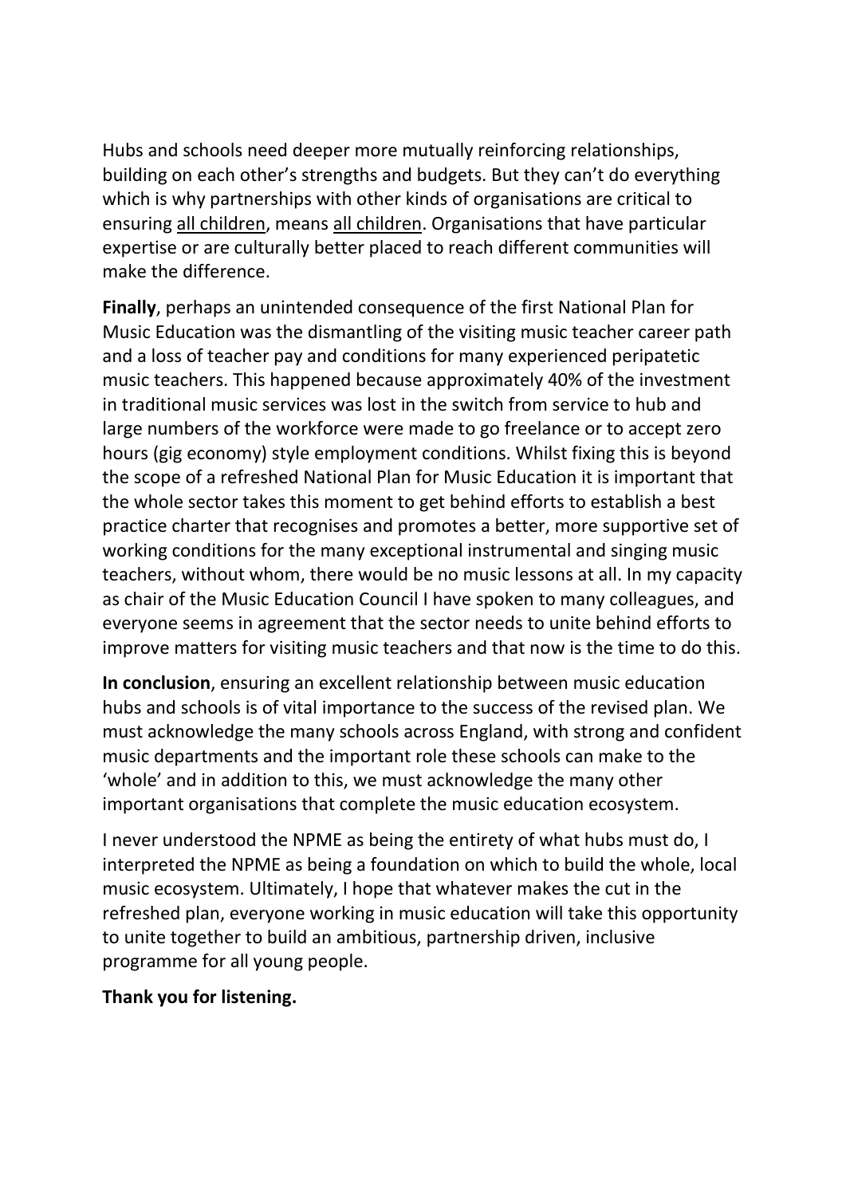Hubs and schools need deeper more mutually reinforcing relationships, building on each other's strengths and budgets. But they can't do everything which is why partnerships with other kinds of organisations are critical to ensuring all children, means all children. Organisations that have particular expertise or are culturally better placed to reach different communities will make the difference.

**Finally**, perhaps an unintended consequence of the first National Plan for Music Education was the dismantling of the visiting music teacher career path and a loss of teacher pay and conditions for many experienced peripatetic music teachers. This happened because approximately 40% of the investment in traditional music services was lost in the switch from service to hub and large numbers of the workforce were made to go freelance or to accept zero hours (gig economy) style employment conditions. Whilst fixing this is beyond the scope of a refreshed National Plan for Music Education it is important that the whole sector takes this moment to get behind efforts to establish a best practice charter that recognises and promotes a better, more supportive set of working conditions for the many exceptional instrumental and singing music teachers, without whom, there would be no music lessons at all. In my capacity as chair of the Music Education Council I have spoken to many colleagues, and everyone seems in agreement that the sector needs to unite behind efforts to improve matters for visiting music teachers and that now is the time to do this.

**In conclusion**, ensuring an excellent relationship between music education hubs and schools is of vital importance to the success of the revised plan. We must acknowledge the many schools across England, with strong and confident music departments and the important role these schools can make to the 'whole' and in addition to this, we must acknowledge the many other important organisations that complete the music education ecosystem.

I never understood the NPME as being the entirety of what hubs must do, I interpreted the NPME as being a foundation on which to build the whole, local music ecosystem. Ultimately, I hope that whatever makes the cut in the refreshed plan, everyone working in music education will take this opportunity to unite together to build an ambitious, partnership driven, inclusive programme for all young people.

**Thank you for listening.**